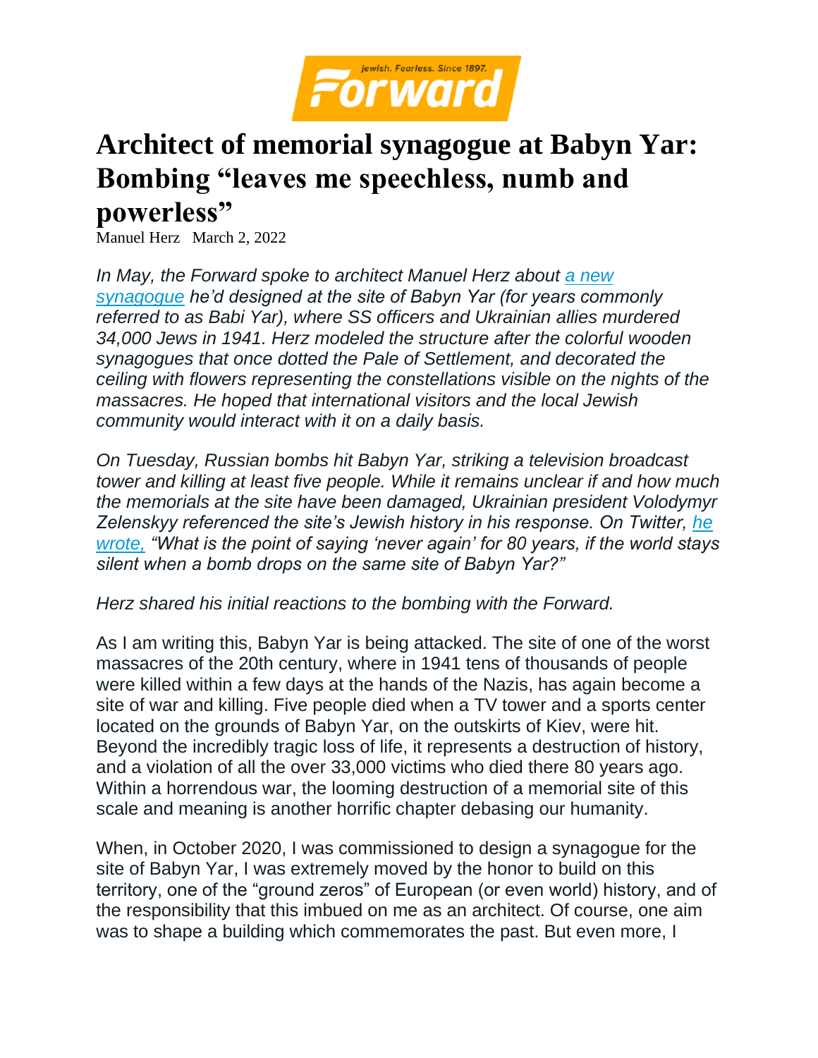# Architect of memorial synagogue at Babyn Yar: Bombing "leaves me speechless, numb and powerless"

Manuel Herz March 2, 2022

*In May, the Forward spoke to architect Manuel Herz about a new synagogue he'd designed at the site of Babyn Yar (for years commonly referred to as Babi Yar), where SS officers and Ukrainian allies murdered 34,000 Jews in 1941. Herz modeled the structure after the colorful wooden synagogues that once dotted the Pale of Settlement, and decorated the ceiling with flowers representing the constellations visible on the nights of the massacres. He hoped that international visitors and the local Jewish community would interact with it on a daily basis.*

*On Tuesday, Russian bombs hit Babyn Yar, striking a television broadcast tower and killing at least five people. While it remains unclear if and how much the memorials at the site have been damaged, Ukrainian president Volodymyr Zelenskyy referenced the site's Jewish history in his response. On Twitter, he wrote, "What is the point of saying 'never again' for 80 years, if the world stays silent when a bomb drops on the same site of Babyn Yar?"*

*Herz shared his initial reactions to the bombing with the Forward.*

As I am writing this, Babyn Yar is being attacked. The site of one of the worst massacres of the 20th century, where in 1941 tens of thousands of people were killed within a few days at the hands of the Nazis, has again become a site of war and killing. Five people died when a TV tower and a sports center located on the grounds of Babyn Yar, on the outskirts of Kiev, were hit. Beyond the incredibly tragic loss of life, it represents a destruction of history, and a violation of all the over 33,000 victims who died there 80 years ago. Within a horrendous war, the looming destruction of a memorial site of this scale and meaning is another horrific chapter debasing our humanity.

When, in October 2020, I was commissioned to design a synagogue for the site of Babyn Yar, I was extremely moved by the honor to build on this territory, one of the "ground zeros" of European (or even world) history, and of the responsibility that this imbued on me as an architect. Of course, one aim was to shape a building which commemorates the past. But even more, I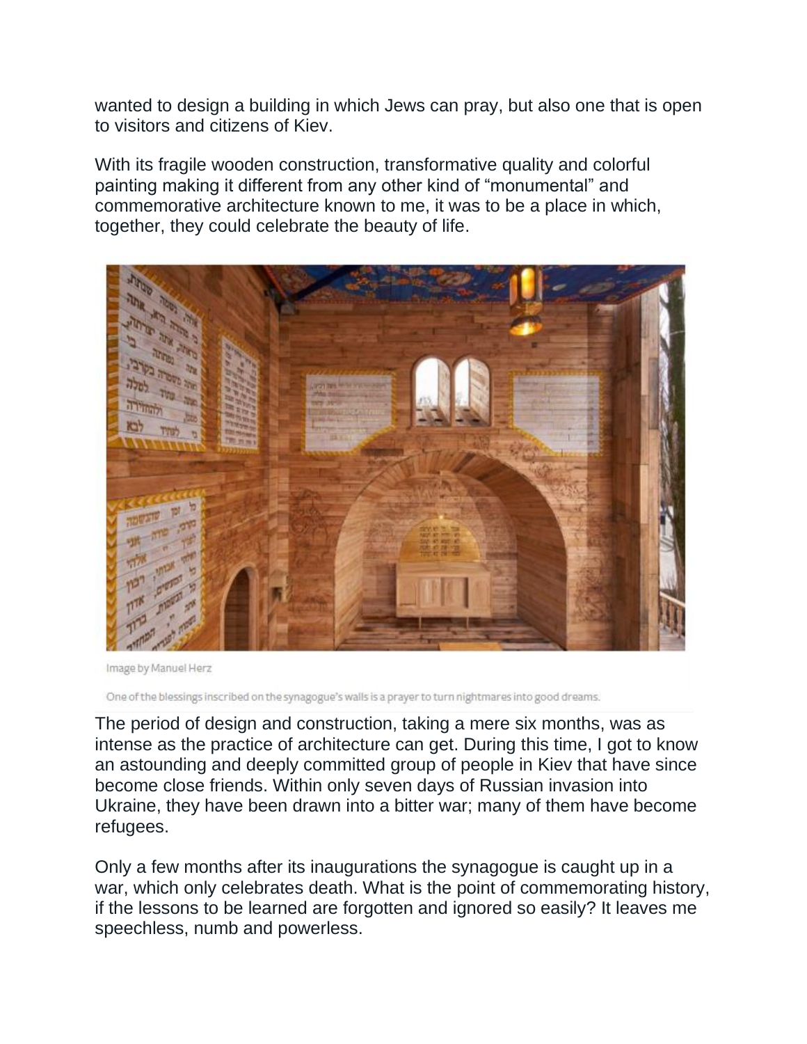wanted to design a building in which Jews can pray, but also one that is open to visitors and citizens of Kiev.

With its fragile wooden construction, transformative quality and colorful painting making it different from any other kind of “monumental” and commemorative architecture known to me, it was to be a place in which, together, they could celebrate the beauty of life.

Image by Manuel Herz

One of the blessings inscribed on the synagogue’s walls is a prayer to turn nightmares into good dreams.

The period of design and construction, taking a mere six months, was as intense as the practice of architecture can get. During this time, I got to know an astounding and deeply committed group of people in Kiev that have since become close friends. Within only seven days of Russian invasion into Ukraine, they have been drawn into a bitter war; many of them have become refugees.

Only a few months after its inaugurations the synagogue is caught up in a war, which only celebrates death. What is the point of commemorating history, if the lessons to be learned are forgotten and ignored so easily? It leaves me speechless, numb and powerless.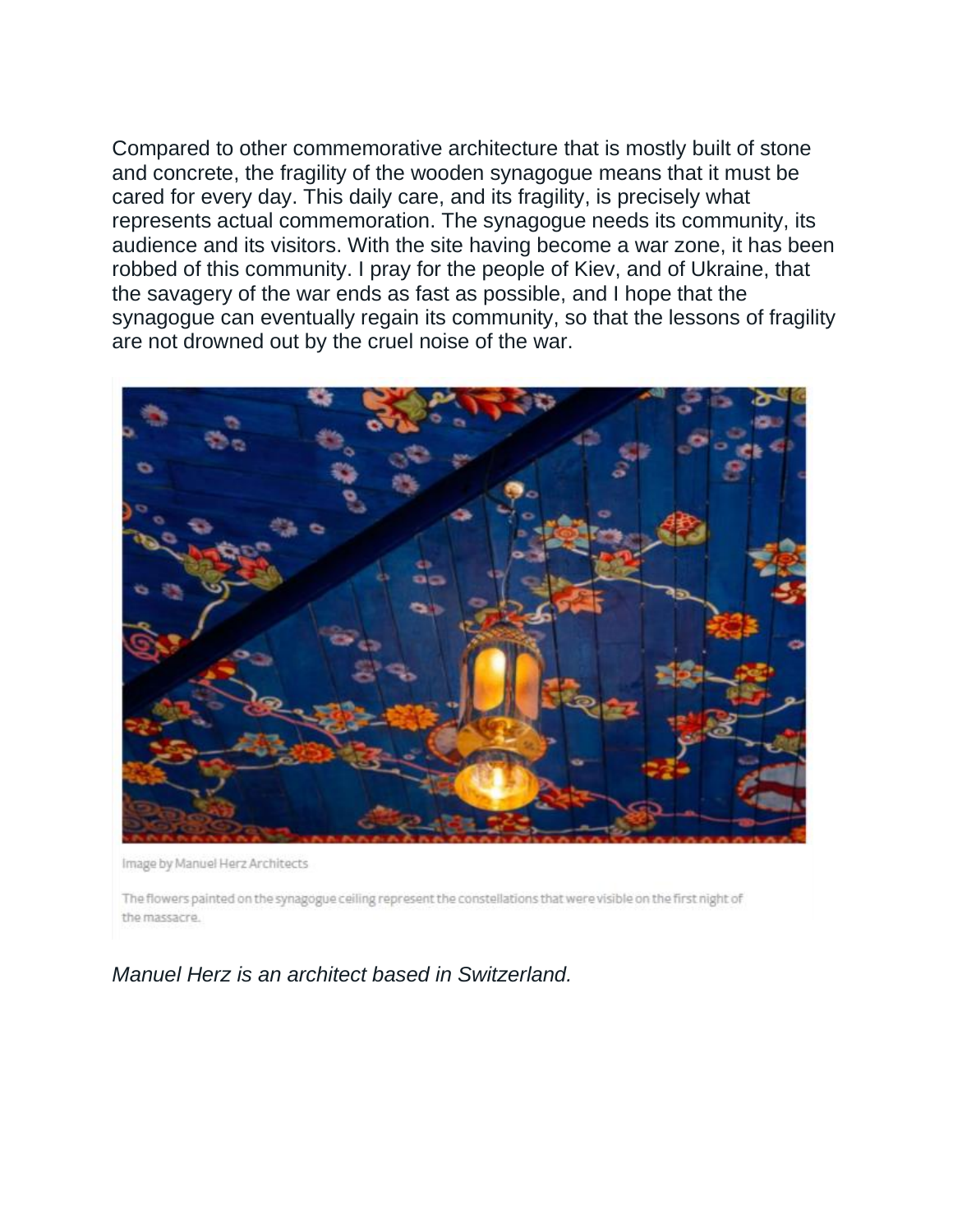Compared to other commemorative architecture that is mostly built of stone and concrete, the fragility of the wooden synagogue means that it must be cared for every day. This daily care, and its fragility, is precisely what represents actual commemoration. The synagogue needs its community, its audience and its visitors. With the site having become a war zone, it has been robbed of this community. I pray for the people of Kiev, and of Ukraine, that the savagery of the war ends as fast as possible, and I hope that the synagogue can eventually regain its community, so that the lessons of fragility are not drowned out by the cruel noise of the war.

Image by Manuel Herz Architects

The flowers painted on the synagogue ceiling represent the constellations that were visible on the first night of the massacre.

*Manuel Herz is an architect based in Switzerland.*